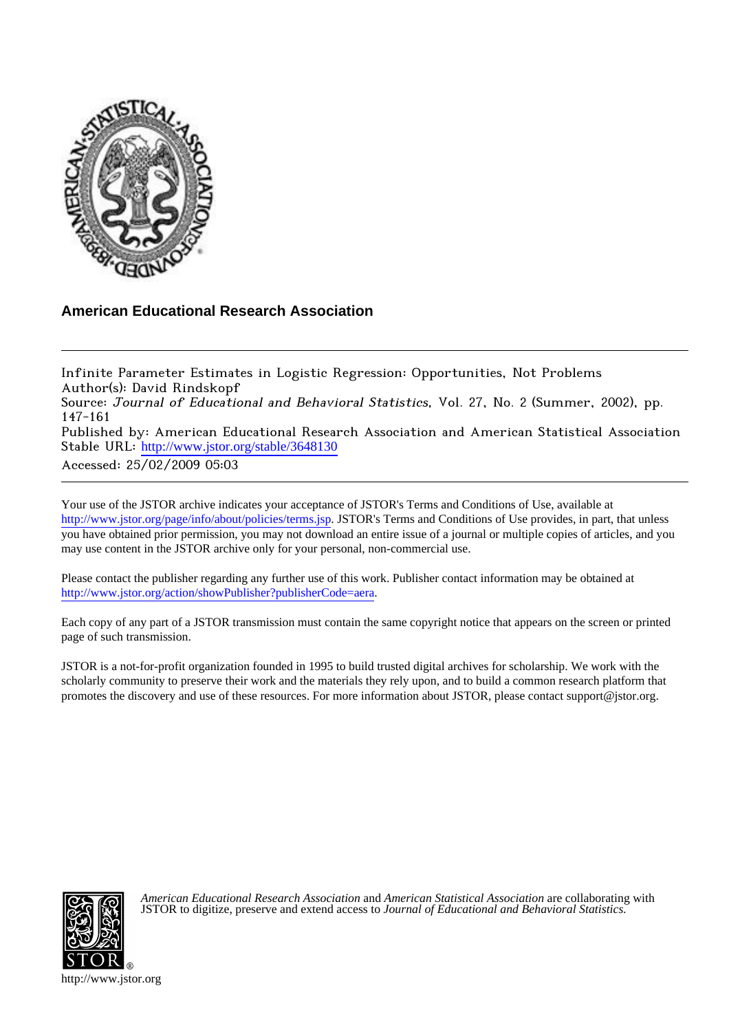**American Educational Research Association**

---

Infinite Parameter Estimates in Logistic Regression: Opportunities, Not Problems
Author(s): David Rindskopf
Source: *Journal of Educational and Behavioral Statistics*, Vol. 27, No. 2 (Summer, 2002), pp. 147-161
Published by: American Educational Research Association and American Statistical Association
Stable URL: http://www.jstor.org/stable/3648130
Accessed: 25/02/2009 05:03

---

Your use of the JSTOR archive indicates your acceptance of JSTOR's Terms and Conditions of Use, available at http://www.jstor.org/page/info/about/policies/terms.jsp. JSTOR's Terms and Conditions of Use provides, in part, that unless you have obtained prior permission, you may not download an entire issue of a journal or multiple copies of articles, and you may use content in the JSTOR archive only for your personal, non-commercial use.

Please contact the publisher regarding any further use of this work. Publisher contact information may be obtained at http://www.jstor.org/action/showPublisher?publisherCode=aera.

Each copy of any part of a JSTOR transmission must contain the same copyright notice that appears on the screen or printed page of such transmission.

JSTOR is a not-for-profit organization founded in 1995 to build trusted digital archives for scholarship. We work with the scholarly community to preserve their work and the materials they rely upon, and to build a common research platform that promotes the discovery and use of these resources. For more information about JSTOR, please contact support@jstor.org.

*American Educational Research Association* and *American Statistical Association* are collaborating with JSTOR to digitize, preserve and extend access to *Journal of Educational and Behavioral Statistics.*

http://www.jstor.org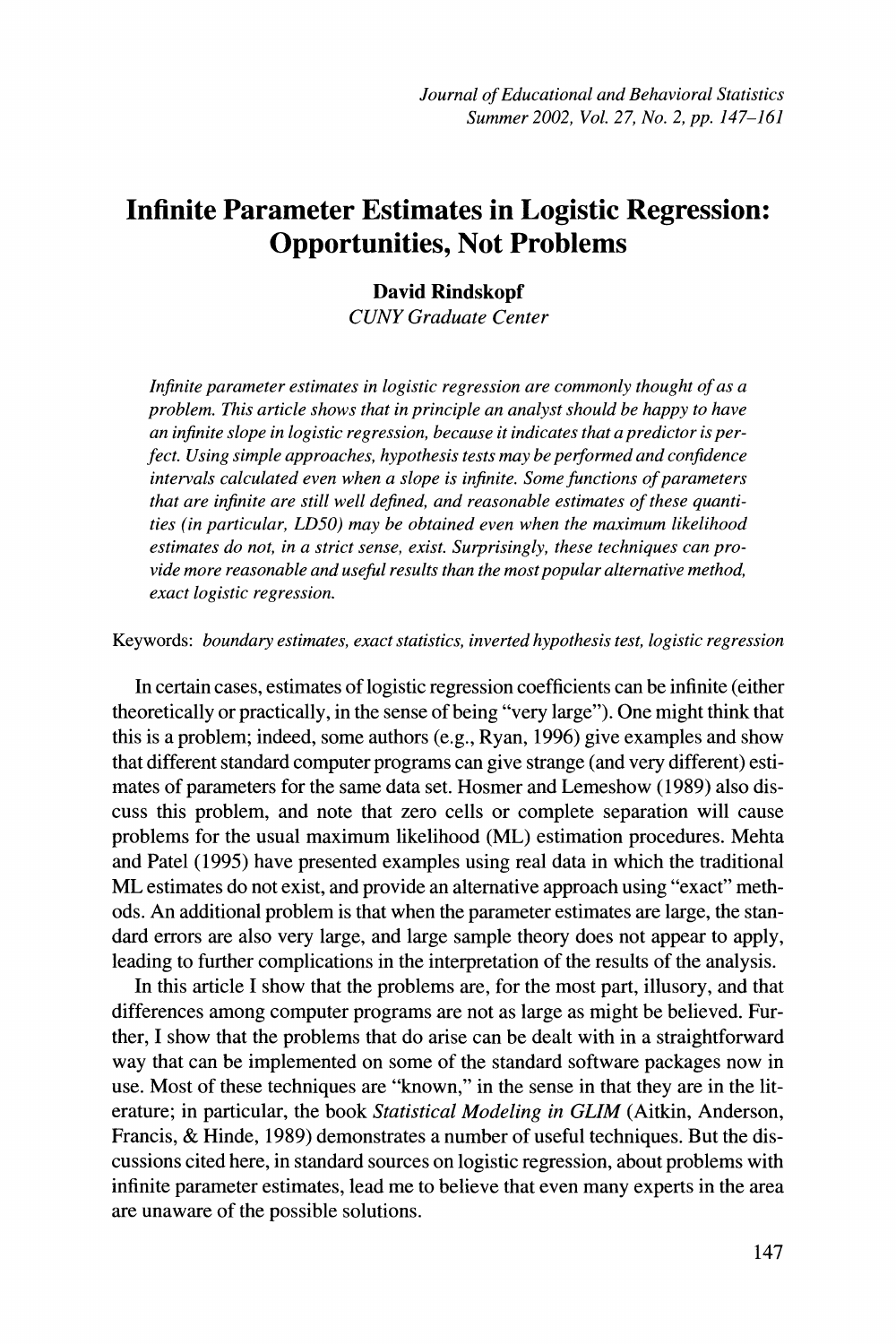# Infinite Parameter Estimates in Logistic Regression: Opportunities, Not Problems

**David Rindskopf**
*CUNY Graduate Center*

*Infinite parameter estimates in logistic regression are commonly thought of as a problem. This article shows that in principle an analyst should be happy to have an infinite slope in logistic regression, because it indicates that a predictor is perfect. Using simple approaches, hypothesis tests may be performed and confidence intervals calculated even when a slope is infinite. Some functions of parameters that are infinite are still well defined, and reasonable estimates of these quantities (in particular, LD50) may be obtained even when the maximum likelihood estimates do not, in a strict sense, exist. Surprisingly, these techniques can provide more reasonable and useful results than the most popular alternative method, exact logistic regression.*

Keywords: *boundary estimates, exact statistics, inverted hypothesis test, logistic regression*

In certain cases, estimates of logistic regression coefficients can be infinite (either theoretically or practically, in the sense of being "very large"). One might think that this is a problem; indeed, some authors (e.g., Ryan, 1996) give examples and show that different standard computer programs can give strange (and very different) estimates of parameters for the same data set. Hosmer and Lemeshow (1989) also discuss this problem, and note that zero cells or complete separation will cause problems for the usual maximum likelihood (ML) estimation procedures. Mehta and Patel (1995) have presented examples using real data in which the traditional ML estimates do not exist, and provide an alternative approach using "exact" methods. An additional problem is that when the parameter estimates are large, the standard errors are also very large, and large sample theory does not appear to apply, leading to further complications in the interpretation of the results of the analysis.

In this article I show that the problems are, for the most part, illusory, and that differences among computer programs are not as large as might be believed. Further, I show that the problems that do arise can be dealt with in a straightforward way that can be implemented on some of the standard software packages now in use. Most of these techniques are "known," in the sense in that they are in the literature; in particular, the book *Statistical Modeling in GLIM* (Aitkin, Anderson, Francis, & Hinde, 1989) demonstrates a number of useful techniques. But the discussions cited here, in standard sources on logistic regression, about problems with infinite parameter estimates, lead me to believe that even many experts in the area are unaware of the possible solutions.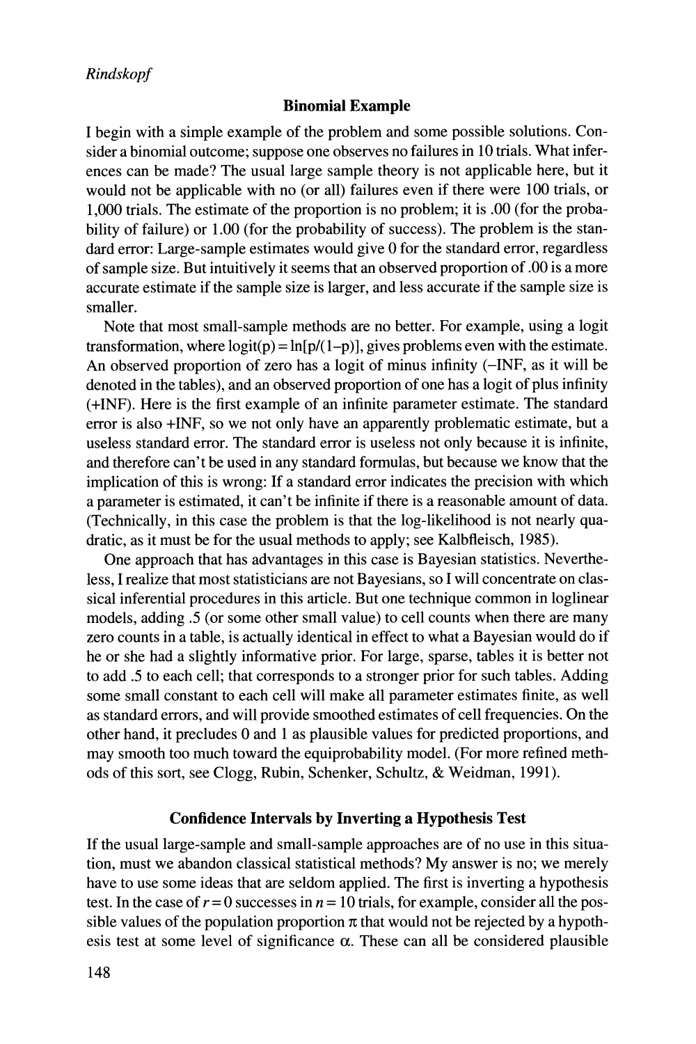## Binomial Example

I begin with a simple example of the problem and some possible solutions. Consider a binomial outcome; suppose one observes no failures in 10 trials. What inferences can be made? The usual large sample theory is not applicable here, but it would not be applicable with no (or all) failures even if there were 100 trials, or 1,000 trials. The estimate of the proportion is no problem; it is .00 (for the probability of failure) or 1.00 (for the probability of success). The problem is the standard error: Large-sample estimates would give 0 for the standard error, regardless of sample size. But intuitively it seems that an observed proportion of .00 is a more accurate estimate if the sample size is larger, and less accurate if the sample size is smaller.

Note that most small-sample methods are no better. For example, using a logit transformation, where $\text{logit}(p) = \ln[p/(1-p)]$, gives problems even with the estimate. An observed proportion of zero has a logit of minus infinity (–INF, as it will be denoted in the tables), and an observed proportion of one has a logit of plus infinity (+INF). Here is the first example of an infinite parameter estimate. The standard error is also +INF, so we not only have an apparently problematic estimate, but a useless standard error. The standard error is useless not only because it is infinite, and therefore can't be used in any standard formulas, but because we know that the implication of this is wrong: If a standard error indicates the precision with which a parameter is estimated, it can't be infinite if there is a reasonable amount of data. (Technically, in this case the problem is that the log-likelihood is not nearly quadratic, as it must be for the usual methods to apply; see Kalbfleisch, 1985).

One approach that has advantages in this case is Bayesian statistics. Nevertheless, I realize that most statisticians are not Bayesians, so I will concentrate on classical inferential procedures in this article. But one technique common in loglinear models, adding .5 (or some other small value) to cell counts when there are many zero counts in a table, is actually identical in effect to what a Bayesian would do if he or she had a slightly informative prior. For large, sparse, tables it is better not to add .5 to each cell; that corresponds to a stronger prior for such tables. Adding some small constant to each cell will make all parameter estimates finite, as well as standard errors, and will provide smoothed estimates of cell frequencies. On the other hand, it precludes 0 and 1 as plausible values for predicted proportions, and may smooth too much toward the equiprobability model. (For more refined methods of this sort, see Clogg, Rubin, Schenker, Schultz, & Weidman, 1991).

## Confidence Intervals by Inverting a Hypothesis Test

If the usual large-sample and small-sample approaches are of no use in this situation, must we abandon classical statistical methods? My answer is no; we merely have to use some ideas that are seldom applied. The first is inverting a hypothesis test. In the case of $r = 0$ successes in $n = 10$ trials, for example, consider all the possible values of the population proportion $\pi$ that would not be rejected by a hypothesis test at some level of significance $\alpha$. These can all be considered plausible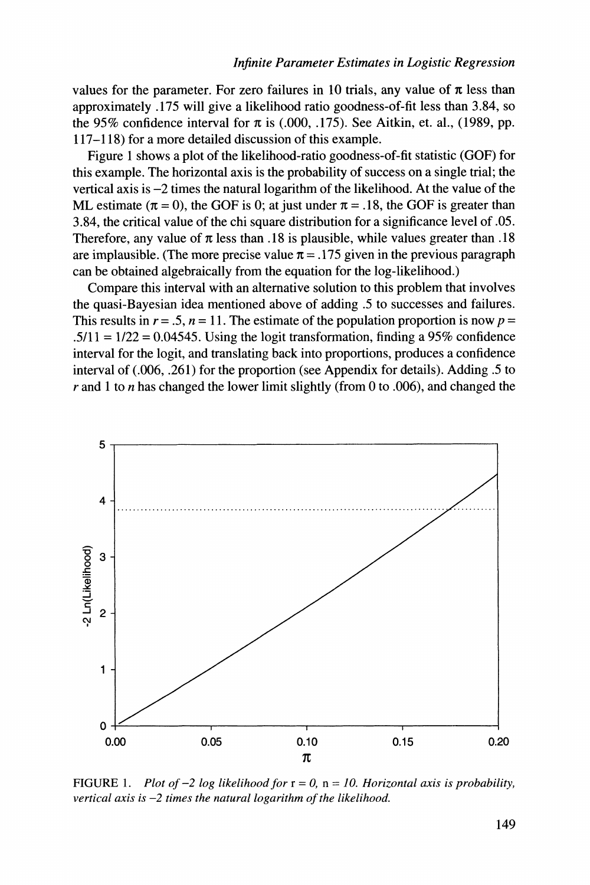values for the parameter. For zero failures in 10 trials, any value of $\pi$ less than approximately .175 will give a likelihood ratio goodness-of-fit less than 3.84, so the 95% confidence interval for $\pi$ is (.000, .175). See Aitkin, et. al., (1989, pp. 117–118) for a more detailed discussion of this example.

Figure 1 shows a plot of the likelihood-ratio goodness-of-fit statistic (GOF) for this example. The horizontal axis is the probability of success on a single trial; the vertical axis is −2 times the natural logarithm of the likelihood. At the value of the ML estimate ($\pi = 0$), the GOF is 0; at just under $\pi = .18$, the GOF is greater than 3.84, the critical value of the chi square distribution for a significance level of .05. Therefore, any value of $\pi$ less than .18 is plausible, while values greater than .18 are implausible. (The more precise value $\pi = .175$ given in the previous paragraph can be obtained algebraically from the equation for the log-likelihood.)

Compare this interval with an alternative solution to this problem that involves the quasi-Bayesian idea mentioned above of adding .5 to successes and failures. This results in $r = .5$, $n = 11$. The estimate of the population proportion is now $p = .5/11 = 1/22 = 0.04545$. Using the logit transformation, finding a 95% confidence interval for the logit, and translating back into proportions, produces a confidence interval of (.006, .261) for the proportion (see Appendix for details). Adding .5 to $r$ and 1 to $n$ has changed the lower limit slightly (from 0 to .006), and changed the

FIGURE 1. *Plot of −2 log likelihood for* $r = 0$, $n = 10$. *Horizontal axis is probability, vertical axis is −2 times the natural logarithm of the likelihood.*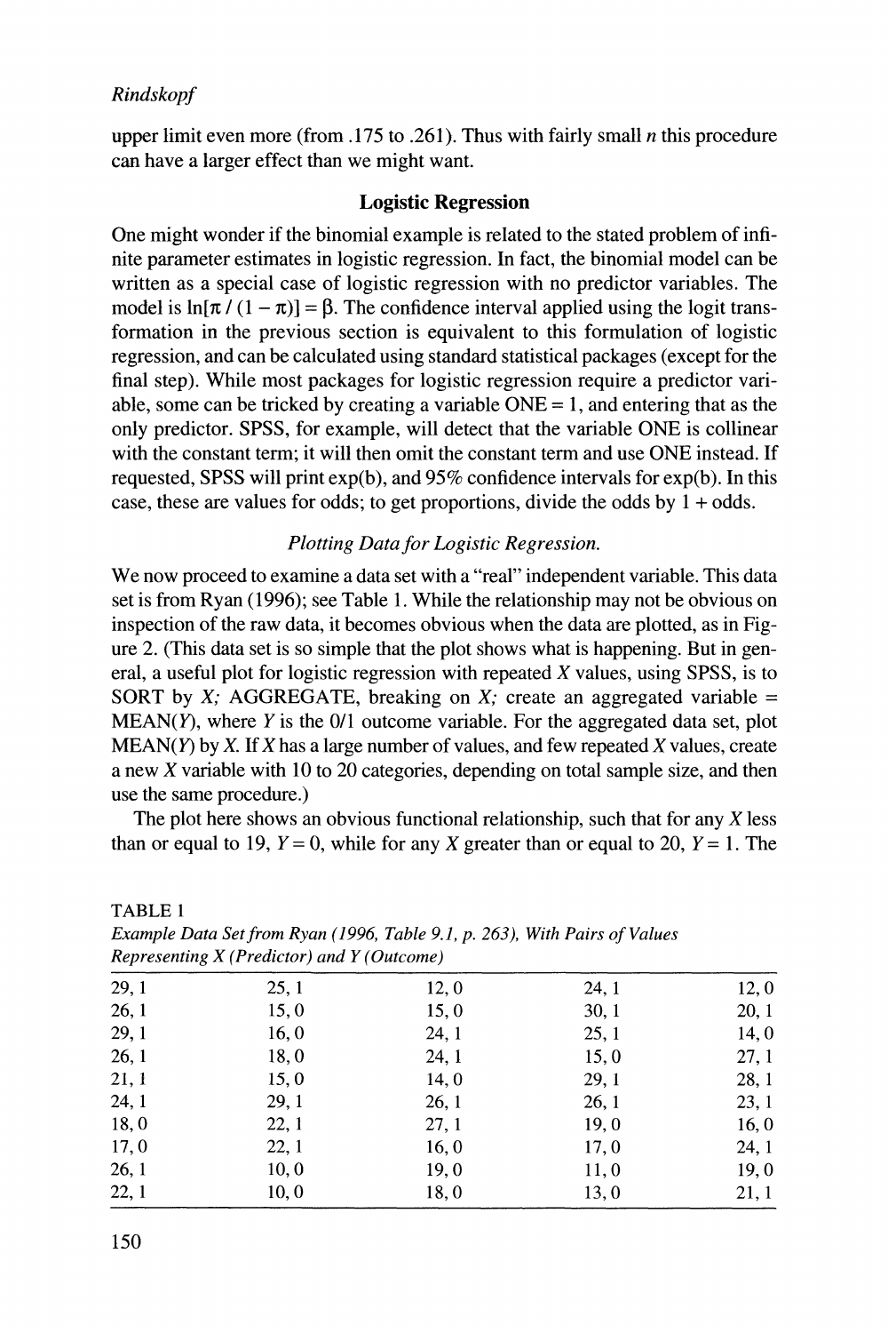upper limit even more (from .175 to .261). Thus with fairly small $n$ this procedure can have a larger effect than we might want.

## Logistic Regression

One might wonder if the binomial example is related to the stated problem of infinite parameter estimates in logistic regression. In fact, the binomial model can be written as a special case of logistic regression with no predictor variables. The model is $\ln[\pi / (1 - \pi)] = \beta$. The confidence interval applied using the logit transformation in the previous section is equivalent to this formulation of logistic regression, and can be calculated using standard statistical packages (except for the final step). While most packages for logistic regression require a predictor variable, some can be tricked by creating a variable ONE = 1, and entering that as the only predictor. SPSS, for example, will detect that the variable ONE is collinear with the constant term; it will then omit the constant term and use ONE instead. If requested, SPSS will print exp(b), and 95% confidence intervals for exp(b). In this case, these are values for odds; to get proportions, divide the odds by 1 + odds.

### *Plotting Data for Logistic Regression.*

We now proceed to examine a data set with a "real" independent variable. This data set is from Ryan (1996); see Table 1. While the relationship may not be obvious on inspection of the raw data, it becomes obvious when the data are plotted, as in Figure 2. (This data set is so simple that the plot shows what is happening. But in general, a useful plot for logistic regression with repeated $X$ values, using SPSS, is to SORT by $X$; AGGREGATE, breaking on $X$; create an aggregated variable = MEAN($Y$), where $Y$ is the 0/1 outcome variable. For the aggregated data set, plot MEAN($Y$) by $X$. If $X$ has a large number of values, and few repeated $X$ values, create a new $X$ variable with 10 to 20 categories, depending on total sample size, and then use the same procedure.)

The plot here shows an obvious functional relationship, such that for any $X$ less than or equal to 19, $Y = 0$, while for any $X$ greater than or equal to 20, $Y = 1$. The

TABLE 1
*Example Data Set from Ryan (1996, Table 9.1, p. 263), With Pairs of Values Representing X (Predictor) and Y (Outcome)*

| | | | | |
|---|---|---|---|---|
| 29, 1 | 25, 1 | 12, 0 | 24, 1 | 12, 0 |
| 26, 1 | 15, 0 | 15, 0 | 30, 1 | 20, 1 |
| 29, 1 | 16, 0 | 24, 1 | 25, 1 | 14, 0 |
| 26, 1 | 18, 0 | 24, 1 | 15, 0 | 27, 1 |
| 21, 1 | 15, 0 | 14, 0 | 29, 1 | 28, 1 |
| 24, 1 | 29, 1 | 26, 1 | 26, 1 | 23, 1 |
| 18, 0 | 22, 1 | 27, 1 | 19, 0 | 16, 0 |
| 17, 0 | 22, 1 | 16, 0 | 17, 0 | 24, 1 |
| 26, 1 | 10, 0 | 19, 0 | 11, 0 | 19, 0 |
| 22, 1 | 10, 0 | 18, 0 | 13, 0 | 21, 1 |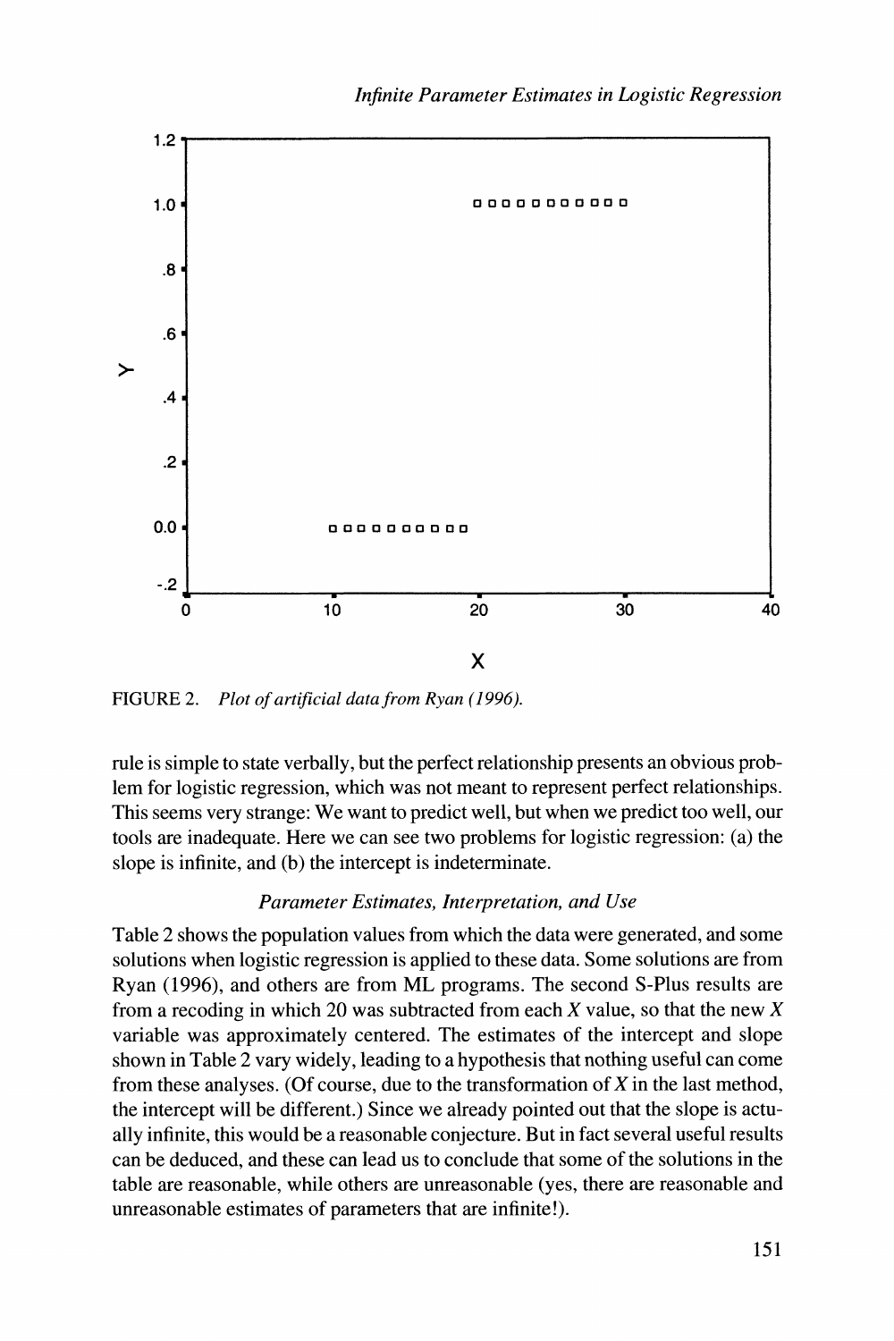FIGURE 2. *Plot of artificial data from Ryan (1996).*

rule is simple to state verbally, but the perfect relationship presents an obvious problem for logistic regression, which was not meant to represent perfect relationships. This seems very strange: We want to predict well, but when we predict too well, our tools are inadequate. Here we can see two problems for logistic regression: (a) the slope is infinite, and (b) the intercept is indeterminate.

### *Parameter Estimates, Interpretation, and Use*

Table 2 shows the population values from which the data were generated, and some solutions when logistic regression is applied to these data. Some solutions are from Ryan (1996), and others are from ML programs. The second S-Plus results are from a recoding in which 20 was subtracted from each $X$ value, so that the new $X$ variable was approximately centered. The estimates of the intercept and slope shown in Table 2 vary widely, leading to a hypothesis that nothing useful can come from these analyses. (Of course, due to the transformation of $X$ in the last method, the intercept will be different.) Since we already pointed out that the slope is actually infinite, this would be a reasonable conjecture. But in fact several useful results can be deduced, and these can lead us to conclude that some of the solutions in the table are reasonable, while others are unreasonable (yes, there are reasonable and unreasonable estimates of parameters that are infinite!).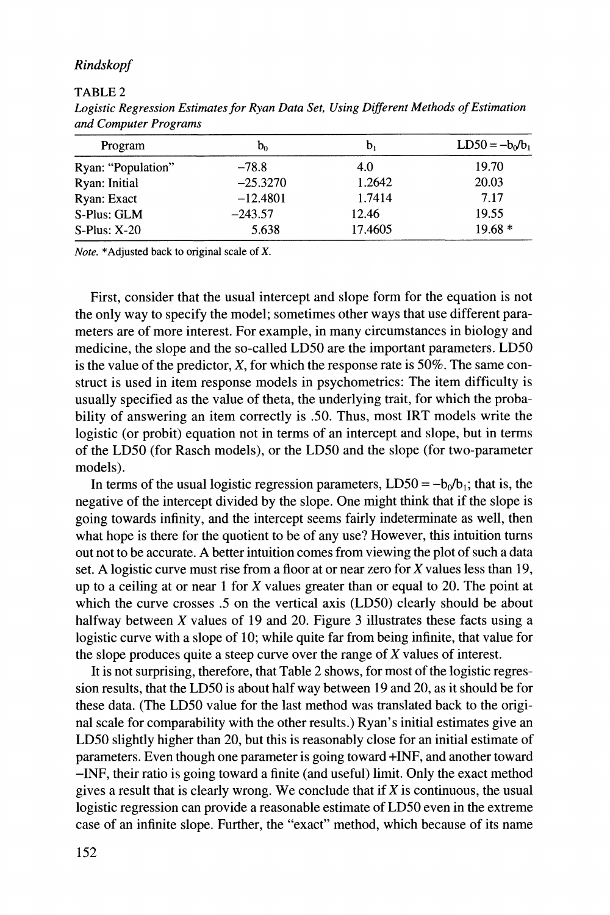TABLE 2

*Logistic Regression Estimates for Ryan Data Set, Using Different Methods of Estimation and Computer Programs*

| Program | $b_0$ | $b_1$ | $LD50 = -b_0/b_1$ |
|---|---|---|---|
| Ryan: "Population" | −78.8 | 4.0 | 19.70 |
| Ryan: Initial | −25.3270 | 1.2642 | 20.03 |
| Ryan: Exact | −12.4801 | 1.7414 | 7.17 |
| S-Plus: GLM | −243.57 | 12.46 | 19.55 |
| S-Plus: X-20 | 5.638 | 17.4605 | 19.68 * |

*Note.* *Adjusted back to original scale of *X*.

First, consider that the usual intercept and slope form for the equation is not the only way to specify the model; sometimes other ways that use different parameters are of more interest. For example, in many circumstances in biology and medicine, the slope and the so-called LD50 are the important parameters. LD50 is the value of the predictor, *X*, for which the response rate is 50%. The same construct is used in item response models in psychometrics: The item difficulty is usually specified as the value of theta, the underlying trait, for which the probability of answering an item correctly is .50. Thus, most IRT models write the logistic (or probit) equation not in terms of an intercept and slope, but in terms of the LD50 (for Rasch models), or the LD50 and the slope (for two-parameter models).

In terms of the usual logistic regression parameters, $LD50 = -b_0/b_1$; that is, the negative of the intercept divided by the slope. One might think that if the slope is going towards infinity, and the intercept seems fairly indeterminate as well, then what hope is there for the quotient to be of any use? However, this intuition turns out not to be accurate. A better intuition comes from viewing the plot of such a data set. A logistic curve must rise from a floor at or near zero for *X* values less than 19, up to a ceiling at or near 1 for *X* values greater than or equal to 20. The point at which the curve crosses .5 on the vertical axis (LD50) clearly should be about halfway between *X* values of 19 and 20. Figure 3 illustrates these facts using a logistic curve with a slope of 10; while quite far from being infinite, that value for the slope produces quite a steep curve over the range of *X* values of interest.

It is not surprising, therefore, that Table 2 shows, for most of the logistic regression results, that the LD50 is about half way between 19 and 20, as it should be for these data. (The LD50 value for the last method was translated back to the original scale for comparability with the other results.) Ryan's initial estimates give an LD50 slightly higher than 20, but this is reasonably close for an initial estimate of parameters. Even though one parameter is going toward +INF, and another toward −INF, their ratio is going toward a finite (and useful) limit. Only the exact method gives a result that is clearly wrong. We conclude that if *X* is continuous, the usual logistic regression can provide a reasonable estimate of LD50 even in the extreme case of an infinite slope. Further, the "exact" method, which because of its name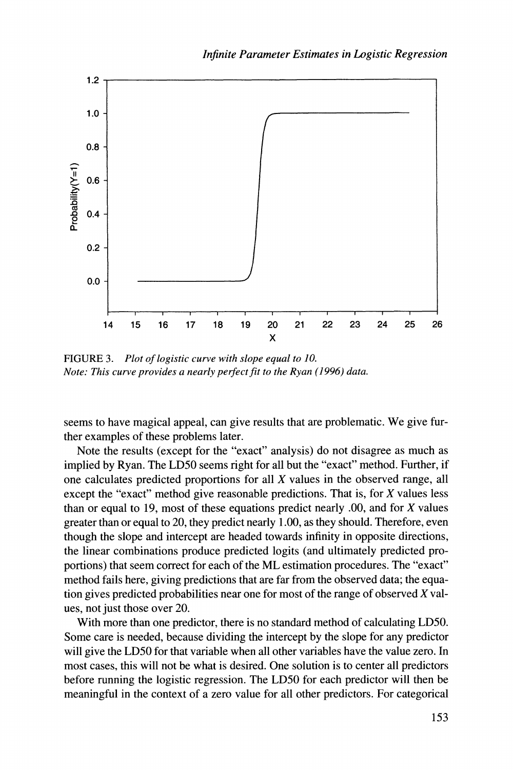FIGURE 3. *Plot of logistic curve with slope equal to 10.*
*Note: This curve provides a nearly perfect fit to the Ryan (1996) data.*

seems to have magical appeal, can give results that are problematic. We give further examples of these problems later.

Note the results (except for the "exact" analysis) do not disagree as much as implied by Ryan. The LD50 seems right for all but the "exact" method. Further, if one calculates predicted proportions for all $X$ values in the observed range, all except the "exact" method give reasonable predictions. That is, for $X$ values less than or equal to 19, most of these equations predict nearly .00, and for $X$ values greater than or equal to 20, they predict nearly 1.00, as they should. Therefore, even though the slope and intercept are headed towards infinity in opposite directions, the linear combinations produce predicted logits (and ultimately predicted proportions) that seem correct for each of the ML estimation procedures. The "exact" method fails here, giving predictions that are far from the observed data; the equation gives predicted probabilities near one for most of the range of observed $X$ values, not just those over 20.

With more than one predictor, there is no standard method of calculating LD50. Some care is needed, because dividing the intercept by the slope for any predictor will give the LD50 for that variable when all other variables have the value zero. In most cases, this will not be what is desired. One solution is to center all predictors before running the logistic regression. The LD50 for each predictor will then be meaningful in the context of a zero value for all other predictors. For categorical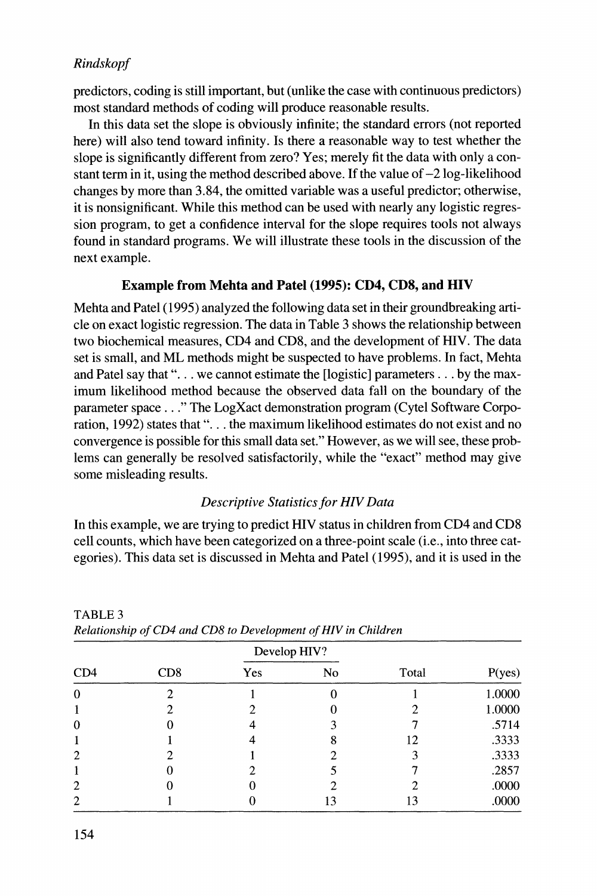predictors, coding is still important, but (unlike the case with continuous predictors) most standard methods of coding will produce reasonable results.

In this data set the slope is obviously infinite; the standard errors (not reported here) will also tend toward infinity. Is there a reasonable way to test whether the slope is significantly different from zero? Yes; merely fit the data with only a constant term in it, using the method described above. If the value of −2 log-likelihood changes by more than 3.84, the omitted variable was a useful predictor; otherwise, it is nonsignificant. While this method can be used with nearly any logistic regression program, to get a confidence interval for the slope requires tools not always found in standard programs. We will illustrate these tools in the discussion of the next example.

### Example from Mehta and Patel (1995): CD4, CD8, and HIV

Mehta and Patel (1995) analyzed the following data set in their groundbreaking article on exact logistic regression. The data in Table 3 shows the relationship between two biochemical measures, CD4 and CD8, and the development of HIV. The data set is small, and ML methods might be suspected to have problems. In fact, Mehta and Patel say that "... we cannot estimate the [logistic] parameters ... by the maximum likelihood method because the observed data fall on the boundary of the parameter space ..." The LogXact demonstration program (Cytel Software Corporation, 1992) states that "... the maximum likelihood estimates do not exist and no convergence is possible for this small data set." However, as we will see, these problems can generally be resolved satisfactorily, while the "exact" method may give some misleading results.

#### *Descriptive Statistics for HIV Data*

In this example, we are trying to predict HIV status in children from CD4 and CD8 cell counts, which have been categorized on a three-point scale (i.e., into three categories). This data set is discussed in Mehta and Patel (1995), and it is used in the

TABLE 3
*Relationship of CD4 and CD8 to Development of HIV in Children*

| | | Develop HIV? | | | |
|---|---|---|---|---|---|
| CD4 | CD8 | Yes | No | Total | P(yes) |
| 0 | 2 | 1 | 0 | 1 | 1.0000 |
| 1 | 2 | 2 | 0 | 2 | 1.0000 |
| 0 | 0 | 4 | 3 | 7 | .5714 |
| 1 | 1 | 4 | 8 | 12 | .3333 |
| 2 | 2 | 1 | 2 | 3 | .3333 |
| 1 | 0 | 2 | 5 | 7 | .2857 |
| 2 | 0 | 0 | 2 | 2 | .0000 |
| 2 | 1 | 0 | 13 | 13 | .0000 |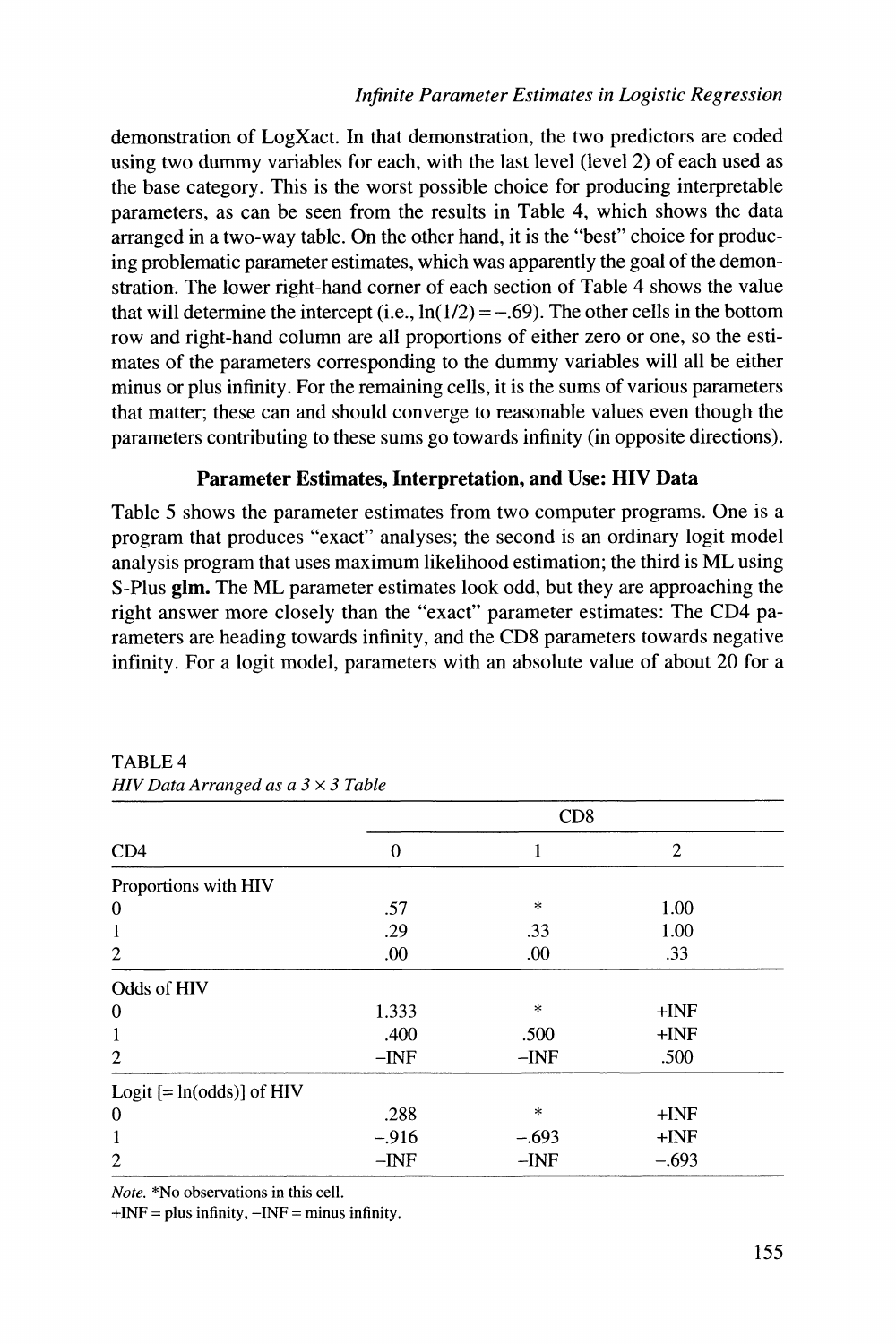demonstration of LogXact. In that demonstration, the two predictors are coded using two dummy variables for each, with the last level (level 2) of each used as the base category. This is the worst possible choice for producing interpretable parameters, as can be seen from the results in Table 4, which shows the data arranged in a two-way table. On the other hand, it is the "best" choice for producing problematic parameter estimates, which was apparently the goal of the demonstration. The lower right-hand corner of each section of Table 4 shows the value that will determine the intercept (i.e., $\ln(1/2) = -.69$). The other cells in the bottom row and right-hand column are all proportions of either zero or one, so the estimates of the parameters corresponding to the dummy variables will all be either minus or plus infinity. For the remaining cells, it is the sums of various parameters that matter; these can and should converge to reasonable values even though the parameters contributing to these sums go towards infinity (in opposite directions).

### Parameter Estimates, Interpretation, and Use: HIV Data

Table 5 shows the parameter estimates from two computer programs. One is a program that produces "exact" analyses; the second is an ordinary logit model analysis program that uses maximum likelihood estimation; the third is ML using S-Plus **glm.** The ML parameter estimates look odd, but they are approaching the right answer more closely than the "exact" parameter estimates: The CD4 parameters are heading towards infinity, and the CD8 parameters towards negative infinity. For a logit model, parameters with an absolute value of about 20 for a

TABLE 4
*HIV Data Arranged as a 3 × 3 Table*

| | CD8 | | |
|---|---|---|---|
| CD4 | 0 | 1 | 2 |
| Proportions with HIV | | | |
| 0 | .57 | * | 1.00 |
| 1 | .29 | .33 | 1.00 |
| 2 | .00 | .00 | .33 |
| Odds of HIV | | | |
| 0 | 1.333 | * | +INF |
| 1 | .400 | .500 | +INF |
| 2 | −INF | −INF | .500 |
| Logit [= ln(odds)] of HIV | | | |
| 0 | .288 | * | +INF |
| 1 | −.916 | −.693 | +INF |
| 2 | −INF | −INF | −.693 |

*Note.* *No observations in this cell.
+INF = plus infinity, −INF = minus infinity.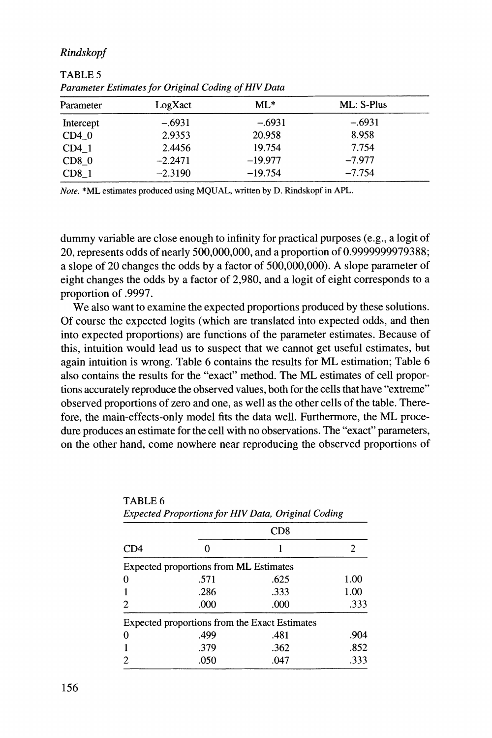TABLE 5
*Parameter Estimates for Original Coding of HIV Data*

| Parameter | LogXact | ML* | ML: S-Plus |
|---|---|---|---|
| Intercept | −.6931 | −.6931 | −.6931 |
| CD4_0 | 2.9353 | 20.958 | 8.958 |
| CD4_1 | 2.4456 | 19.754 | 7.754 |
| CD8_0 | −2.2471 | −19.977 | −7.977 |
| CD8_1 | −2.3190 | −19.754 | −7.754 |

*Note.* *ML estimates produced using MQUAL, written by D. Rindskopf in APL.

dummy variable are close enough to infinity for practical purposes (e.g., a logit of 20, represents odds of nearly 500,000,000, and a proportion of 0.9999999979388; a slope of 20 changes the odds by a factor of 500,000,000). A slope parameter of eight changes the odds by a factor of 2,980, and a logit of eight corresponds to a proportion of .9997.

We also want to examine the expected proportions produced by these solutions. Of course the expected logits (which are translated into expected odds, and then into expected proportions) are functions of the parameter estimates. Because of this, intuition would lead us to suspect that we cannot get useful estimates, but again intuition is wrong. Table 6 contains the results for ML estimation; Table 6 also contains the results for the "exact" method. The ML estimates of cell proportions accurately reproduce the observed values, both for the cells that have "extreme" observed proportions of zero and one, as well as the other cells of the table. Therefore, the main-effects-only model fits the data well. Furthermore, the ML procedure produces an estimate for the cell with no observations. The "exact" parameters, on the other hand, come nowhere near reproducing the observed proportions of

TABLE 6
*Expected Proportions for HIV Data, Original Coding*

| | CD8 | | |
|---|---|---|---|
| CD4 | 0 | 1 | 2 |
| Expected proportions from ML Estimates | | | |
| 0 | .571 | .625 | 1.00 |
| 1 | .286 | .333 | 1.00 |
| 2 | .000 | .000 | .333 |
| Expected proportions from the Exact Estimates | | | |
| 0 | .499 | .481 | .904 |
| 1 | .379 | .362 | .852 |
| 2 | .050 | .047 | .333 |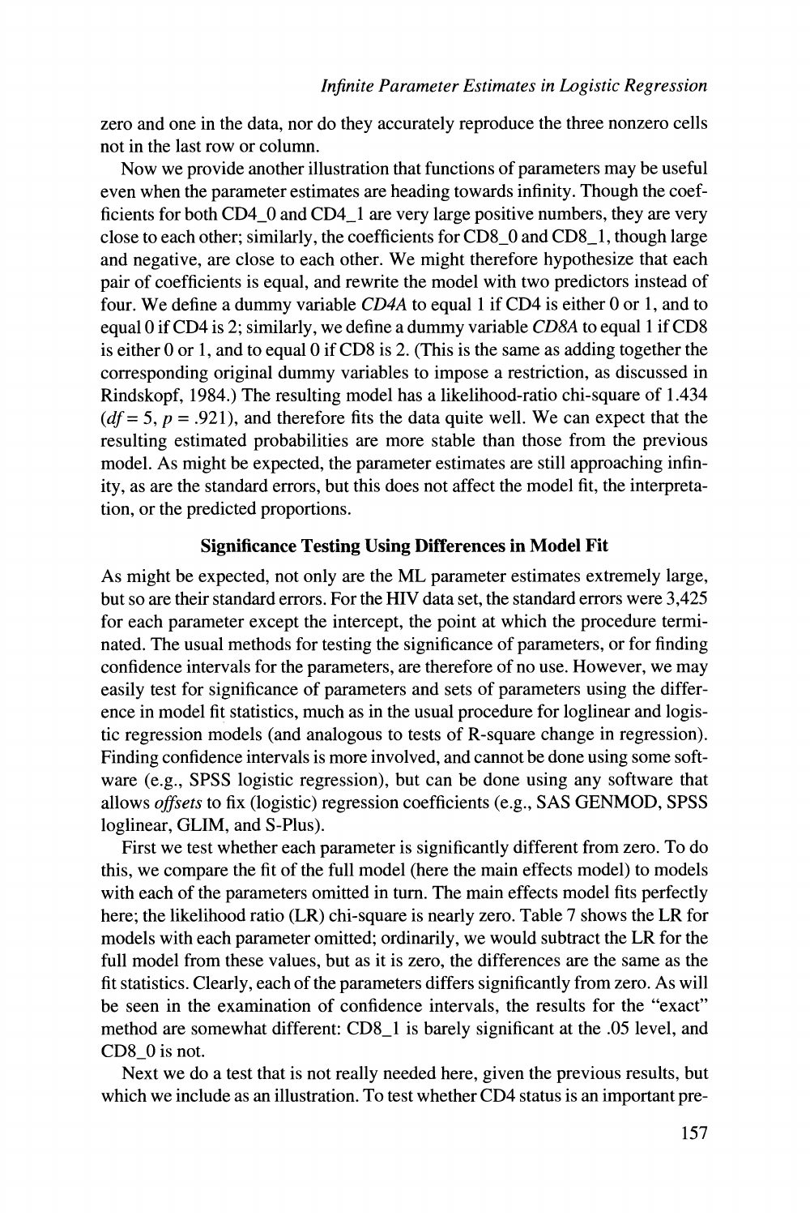zero and one in the data, nor do they accurately reproduce the three nonzero cells not in the last row or column.

Now we provide another illustration that functions of parameters may be useful even when the parameter estimates are heading towards infinity. Though the coefficients for both CD4_0 and CD4_1 are very large positive numbers, they are very close to each other; similarly, the coefficients for CD8_0 and CD8_1, though large and negative, are close to each other. We might therefore hypothesize that each pair of coefficients is equal, and rewrite the model with two predictors instead of four. We define a dummy variable *CD4A* to equal 1 if CD4 is either 0 or 1, and to equal 0 if CD4 is 2; similarly, we define a dummy variable *CD8A* to equal 1 if CD8 is either 0 or 1, and to equal 0 if CD8 is 2. (This is the same as adding together the corresponding original dummy variables to impose a restriction, as discussed in Rindskopf, 1984.) The resulting model has a likelihood-ratio chi-square of 1.434 ($df = 5$, $p = .921$), and therefore fits the data quite well. We can expect that the resulting estimated probabilities are more stable than those from the previous model. As might be expected, the parameter estimates are still approaching infinity, as are the standard errors, but this does not affect the model fit, the interpretation, or the predicted proportions.

### Significance Testing Using Differences in Model Fit

As might be expected, not only are the ML parameter estimates extremely large, but so are their standard errors. For the HIV data set, the standard errors were 3,425 for each parameter except the intercept, the point at which the procedure terminated. The usual methods for testing the significance of parameters, or for finding confidence intervals for the parameters, are therefore of no use. However, we may easily test for significance of parameters and sets of parameters using the difference in model fit statistics, much as in the usual procedure for loglinear and logistic regression models (and analogous to tests of R-square change in regression). Finding confidence intervals is more involved, and cannot be done using some software (e.g., SPSS logistic regression), but can be done using any software that allows *offsets* to fix (logistic) regression coefficients (e.g., SAS GENMOD, SPSS loglinear, GLIM, and S-Plus).

First we test whether each parameter is significantly different from zero. To do this, we compare the fit of the full model (here the main effects model) to models with each of the parameters omitted in turn. The main effects model fits perfectly here; the likelihood ratio (LR) chi-square is nearly zero. Table 7 shows the LR for models with each parameter omitted; ordinarily, we would subtract the LR for the full model from these values, but as it is zero, the differences are the same as the fit statistics. Clearly, each of the parameters differs significantly from zero. As will be seen in the examination of confidence intervals, the results for the "exact" method are somewhat different: CD8_1 is barely significant at the .05 level, and CD8_0 is not.

Next we do a test that is not really needed here, given the previous results, but which we include as an illustration. To test whether CD4 status is an important pre-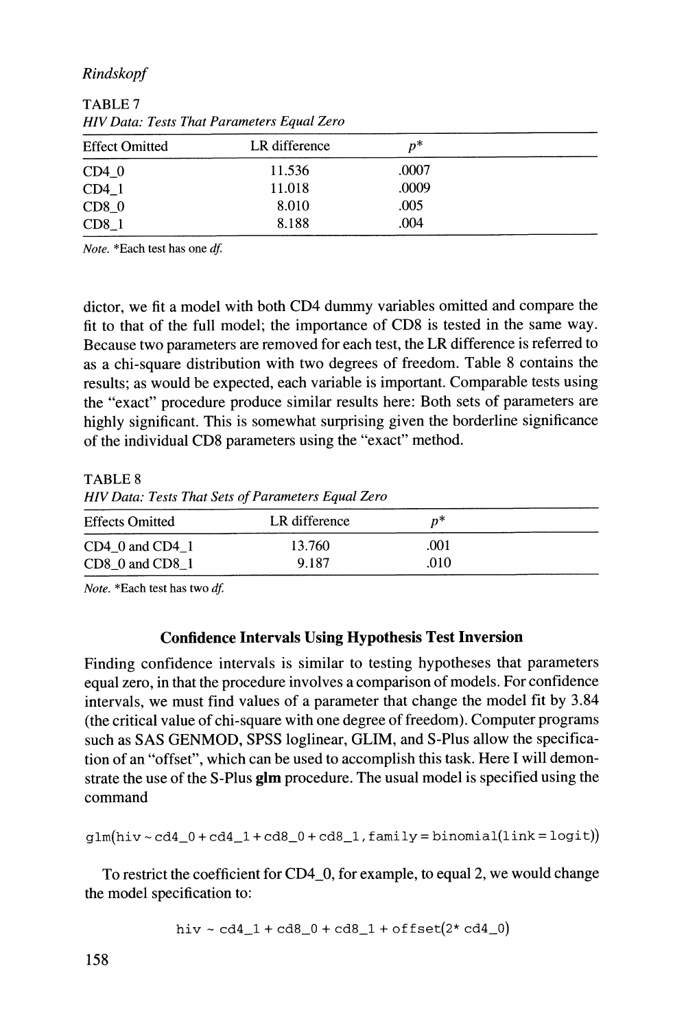TABLE 7

*HIV Data: Tests That Parameters Equal Zero*

| Effect Omitted | LR difference | $p$* |
|---|---|---|
| CD4_0 | 11.536 | .0007 |
| CD4_1 | 11.018 | .0009 |
| CD8_0 | 8.010 | .005 |
| CD8_1 | 8.188 | .004 |

*Note.* *Each test has one *df.*

dictor, we fit a model with both CD4 dummy variables omitted and compare the fit to that of the full model; the importance of CD8 is tested in the same way. Because two parameters are removed for each test, the LR difference is referred to as a chi-square distribution with two degrees of freedom. Table 8 contains the results; as would be expected, each variable is important. Comparable tests using the "exact" procedure produce similar results here: Both sets of parameters are highly significant. This is somewhat surprising given the borderline significance of the individual CD8 parameters using the "exact" method.

TABLE 8

*HIV Data: Tests That Sets of Parameters Equal Zero*

| Effects Omitted | LR difference | $p$* |
|---|---|---|
| CD4_0 and CD4_1 | 13.760 | .001 |
| CD8_0 and CD8_1 | 9.187 | .010 |

*Note.* *Each test has two *df.*

### Confidence Intervals Using Hypothesis Test Inversion

Finding confidence intervals is similar to testing hypotheses that parameters equal zero, in that the procedure involves a comparison of models. For confidence intervals, we must find values of a parameter that change the model fit by 3.84 (the critical value of chi-square with one degree of freedom). Computer programs such as SAS GENMOD, SPSS loglinear, GLIM, and S-Plus allow the specification of an "offset", which can be used to accomplish this task. Here I will demonstrate the use of the S-Plus **glm** procedure. The usual model is specified using the command

```
glm(hiv ~ cd4_0 + cd4_1 + cd8_0 + cd8_1, family = binomial(link = logit))
```

To restrict the coefficient for CD4_0, for example, to equal 2, we would change the model specification to:

```
hiv ~ cd4_1 + cd8_0 + cd8_1 + offset(2* cd4_0)
```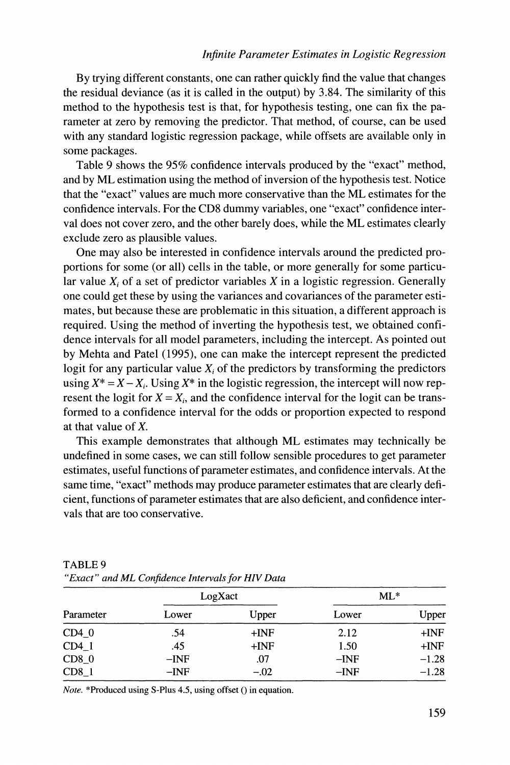By trying different constants, one can rather quickly find the value that changes the residual deviance (as it is called in the output) by 3.84. The similarity of this method to the hypothesis test is that, for hypothesis testing, one can fix the parameter at zero by removing the predictor. That method, of course, can be used with any standard logistic regression package, while offsets are available only in some packages.

Table 9 shows the 95% confidence intervals produced by the "exact" method, and by ML estimation using the method of inversion of the hypothesis test. Notice that the "exact" values are much more conservative than the ML estimates for the confidence intervals. For the CD8 dummy variables, one "exact" confidence interval does not cover zero, and the other barely does, while the ML estimates clearly exclude zero as plausible values.

One may also be interested in confidence intervals around the predicted proportions for some (or all) cells in the table, or more generally for some particular value $X_i$ of a set of predictor variables $X$ in a logistic regression. Generally one could get these by using the variances and covariances of the parameter estimates, but because these are problematic in this situation, a different approach is required. Using the method of inverting the hypothesis test, we obtained confidence intervals for all model parameters, including the intercept. As pointed out by Mehta and Patel (1995), one can make the intercept represent the predicted logit for any particular value $X_i$ of the predictors by transforming the predictors using $X^* = X - X_i$. Using $X^*$ in the logistic regression, the intercept will now represent the logit for $X = X_i$, and the confidence interval for the logit can be transformed to a confidence interval for the odds or proportion expected to respond at that value of $X$.

This example demonstrates that although ML estimates may technically be undefined in some cases, we can still follow sensible procedures to get parameter estimates, useful functions of parameter estimates, and confidence intervals. At the same time, "exact" methods may produce parameter estimates that are clearly deficient, functions of parameter estimates that are also deficient, and confidence intervals that are too conservative.

TABLE 9
*"Exact" and ML Confidence Intervals for HIV Data*

| | LogXact | | ML* | |
|---|---|---|---|---|
| Parameter | Lower | Upper | Lower | Upper |
| CD4_0 | .54 | +INF | 2.12 | +INF |
| CD4_1 | .45 | +INF | 1.50 | +INF |
| CD8_0 | −INF | .07 | −INF | −1.28 |
| CD8_1 | −INF | −.02 | −INF | −1.28 |

*Note.* *Produced using S-Plus 4.5, using offset () in equation.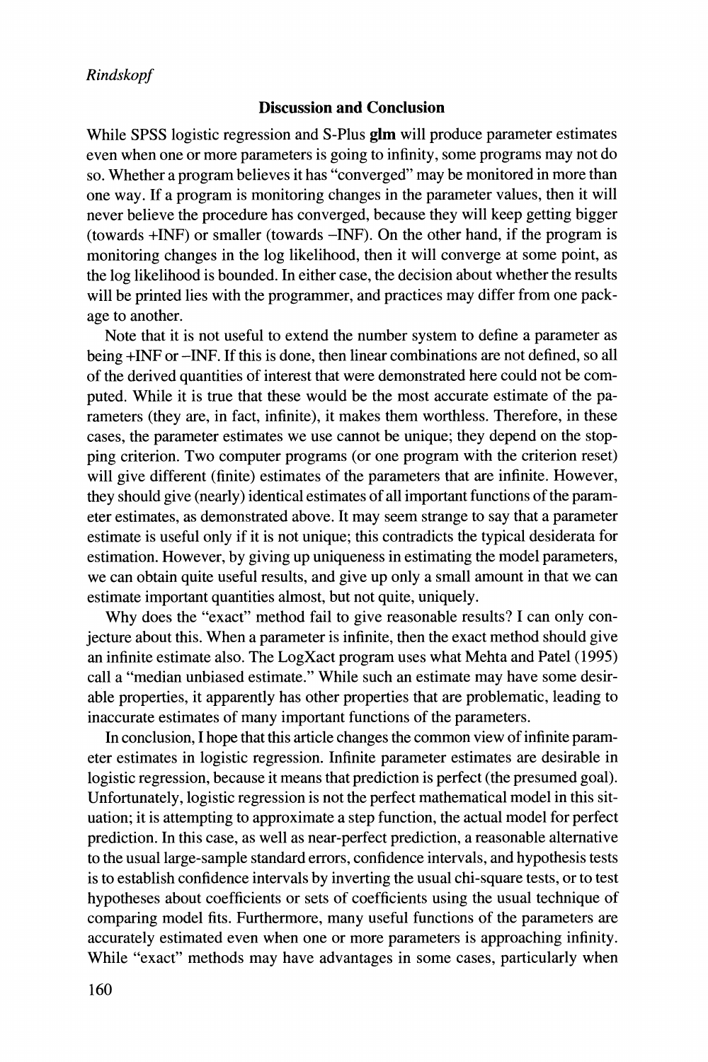## Discussion and Conclusion

While SPSS logistic regression and S-Plus **glm** will produce parameter estimates even when one or more parameters is going to infinity, some programs may not do so. Whether a program believes it has "converged" may be monitored in more than one way. If a program is monitoring changes in the parameter values, then it will never believe the procedure has converged, because they will keep getting bigger (towards +INF) or smaller (towards –INF). On the other hand, if the program is monitoring changes in the log likelihood, then it will converge at some point, as the log likelihood is bounded. In either case, the decision about whether the results will be printed lies with the programmer, and practices may differ from one package to another.

Note that it is not useful to extend the number system to define a parameter as being +INF or –INF. If this is done, then linear combinations are not defined, so all of the derived quantities of interest that were demonstrated here could not be computed. While it is true that these would be the most accurate estimate of the parameters (they are, in fact, infinite), it makes them worthless. Therefore, in these cases, the parameter estimates we use cannot be unique; they depend on the stopping criterion. Two computer programs (or one program with the criterion reset) will give different (finite) estimates of the parameters that are infinite. However, they should give (nearly) identical estimates of all important functions of the parameter estimates, as demonstrated above. It may seem strange to say that a parameter estimate is useful only if it is not unique; this contradicts the typical desiderata for estimation. However, by giving up uniqueness in estimating the model parameters, we can obtain quite useful results, and give up only a small amount in that we can estimate important quantities almost, but not quite, uniquely.

Why does the "exact" method fail to give reasonable results? I can only conjecture about this. When a parameter is infinite, then the exact method should give an infinite estimate also. The LogXact program uses what Mehta and Patel (1995) call a "median unbiased estimate." While such an estimate may have some desirable properties, it apparently has other properties that are problematic, leading to inaccurate estimates of many important functions of the parameters.

In conclusion, I hope that this article changes the common view of infinite parameter estimates in logistic regression. Infinite parameter estimates are desirable in logistic regression, because it means that prediction is perfect (the presumed goal). Unfortunately, logistic regression is not the perfect mathematical model in this situation; it is attempting to approximate a step function, the actual model for perfect prediction. In this case, as well as near-perfect prediction, a reasonable alternative to the usual large-sample standard errors, confidence intervals, and hypothesis tests is to establish confidence intervals by inverting the usual chi-square tests, or to test hypotheses about coefficients or sets of coefficients using the usual technique of comparing model fits. Furthermore, many useful functions of the parameters are accurately estimated even when one or more parameters is approaching infinity. While "exact" methods may have advantages in some cases, particularly when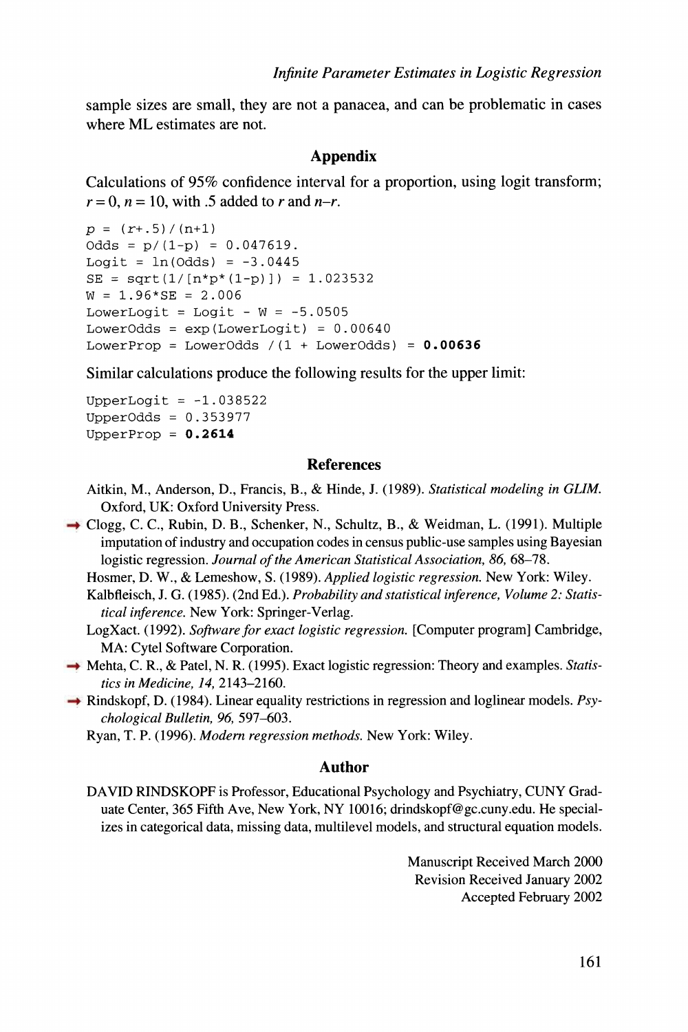sample sizes are small, they are not a panacea, and can be problematic in cases where ML estimates are not.

## Appendix

Calculations of 95% confidence interval for a proportion, using logit transform; $r = 0$, $n = 10$, with .5 added to $r$ and $n-r$.

```
p = (r+.5)/(n+1)
Odds = p/(1-p) = 0.047619.
Logit = ln(Odds) = -3.0445
SE = sqrt(1/[n*p*(1-p)]) = 1.023532
W = 1.96*SE = 2.006
LowerLogit = Logit - W = -5.0505
LowerOdds = exp(LowerLogit) = 0.00640
LowerProp = LowerOdds /(1 + LowerOdds) = 0.00636
```

Similar calculations produce the following results for the upper limit:

```
UpperLogit = -1.038522
UpperOdds = 0.353977
UpperProp = 0.2614
```

## References

Aitkin, M., Anderson, D., Francis, B., & Hinde, J. (1989). *Statistical modeling in GLIM.* Oxford, UK: Oxford University Press.

Clogg, C. C., Rubin, D. B., Schenker, N., Schultz, B., & Weidman, L. (1991). Multiple imputation of industry and occupation codes in census public-use samples using Bayesian logistic regression. *Journal of the American Statistical Association, 86,* 68–78.

Hosmer, D. W., & Lemeshow, S. (1989). *Applied logistic regression.* New York: Wiley.

Kalbfleisch, J. G. (1985). (2nd Ed.). *Probability and statistical inference, Volume 2: Statistical inference.* New York: Springer-Verlag.

LogXact. (1992). *Software for exact logistic regression.* [Computer program] Cambridge, MA: Cytel Software Corporation.

Mehta, C. R., & Patel, N. R. (1995). Exact logistic regression: Theory and examples. *Statistics in Medicine, 14,* 2143–2160.

Rindskopf, D. (1984). Linear equality restrictions in regression and loglinear models. *Psychological Bulletin, 96,* 597–603.

Ryan, T. P. (1996). *Modern regression methods.* New York: Wiley.

## Author

DAVID RINDSKOPF is Professor, Educational Psychology and Psychiatry, CUNY Graduate Center, 365 Fifth Ave, New York, NY 10016; drindskopf@gc.cuny.edu. He specializes in categorical data, missing data, multilevel models, and structural equation models.

Manuscript Received March 2000
Revision Received January 2002
Accepted February 2002